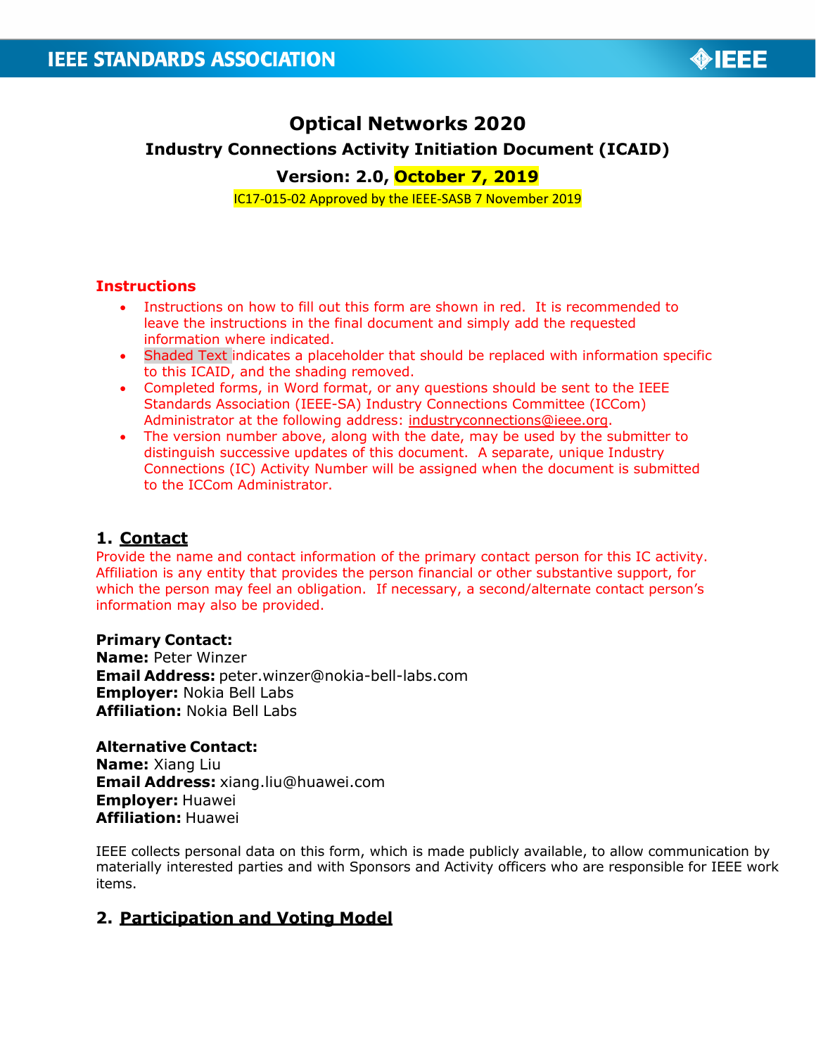# Optical Networks 2020

## Industry Connections Activity Initiation Document (ICAID)

### Version: 2.0, October 7, 2019

IC17-015-02 Approved by the IEEE-SASB 7 November 2019

### Instructions

- Instructions on how to fill out this form are shown in red. It is recommended to leave the instructions in the final document and simply add the requested information where indicated.
- Shaded Text indicates a placeholder that should be replaced with information specific to this ICAID, and the shading removed.
- Completed forms, in Word format, or any questions should be sent to the IEEE Standards Association (IEEE-SA) Industry Connections Committee (ICCom) Administrator at the following address: industryconnections@ieee.org.
- The version number above, along with the date, may be used by the submitter to distinguish successive updates of this document. A separate, unique Industry Connections (IC) Activity Number will be assigned when the document is submitted to the ICCom Administrator.

## 1. Contact

Provide the name and contact information of the primary contact person for this IC activity. Affiliation is any entity that provides the person financial or other substantive support, for which the person may feel an obligation. If necessary, a second/alternate contact person's information may also be provided.

**Primary Contact:**
**Name:** Peter Winzer
**Email Address:** peter.winzer@nokia-bell-labs.com
**Employer:** Nokia Bell Labs
**Affiliation:** Nokia Bell Labs

**Alternative Contact:**
**Name:** Xiang Liu
**Email Address:** xiang.liu@huawei.com
**Employer:** Huawei
**Affiliation:** Huawei

IEEE collects personal data on this form, which is made publicly available, to allow communication by materially interested parties and with Sponsors and Activity officers who are responsible for IEEE work items.

## 2. Participation and Voting Model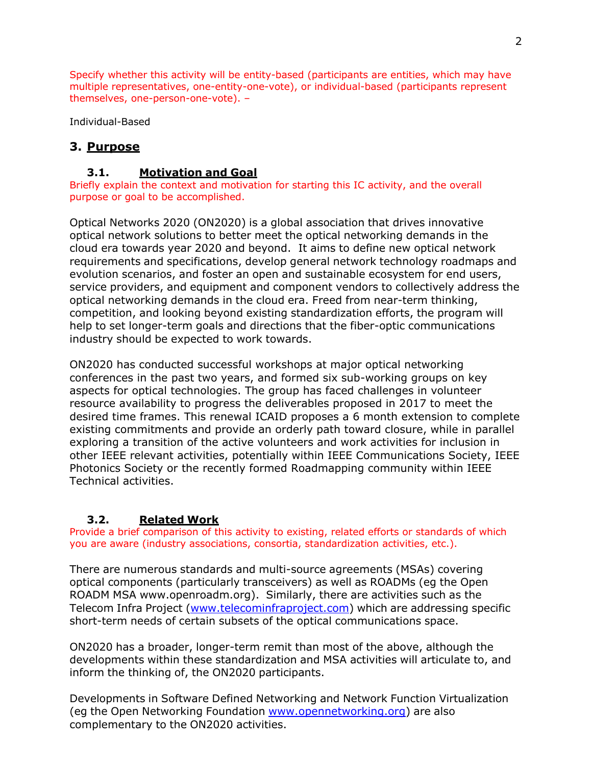Specify whether this activity will be entity-based (participants are entities, which may have multiple representatives, one-entity-one-vote), or individual-based (participants represent themselves, one-person-one-vote). –

Individual-Based

## 3. Purpose

### 3.1. Motivation and Goal

Briefly explain the context and motivation for starting this IC activity, and the overall purpose or goal to be accomplished.

Optical Networks 2020 (ON2020) is a global association that drives innovative optical network solutions to better meet the optical networking demands in the cloud era towards year 2020 and beyond. It aims to define new optical network requirements and specifications, develop general network technology roadmaps and evolution scenarios, and foster an open and sustainable ecosystem for end users, service providers, and equipment and component vendors to collectively address the optical networking demands in the cloud era. Freed from near-term thinking, competition, and looking beyond existing standardization efforts, the program will help to set longer-term goals and directions that the fiber-optic communications industry should be expected to work towards.

ON2020 has conducted successful workshops at major optical networking conferences in the past two years, and formed six sub-working groups on key aspects for optical technologies. The group has faced challenges in volunteer resource availability to progress the deliverables proposed in 2017 to meet the desired time frames. This renewal ICAID proposes a 6 month extension to complete existing commitments and provide an orderly path toward closure, while in parallel exploring a transition of the active volunteers and work activities for inclusion in other IEEE relevant activities, potentially within IEEE Communications Society, IEEE Photonics Society or the recently formed Roadmapping community within IEEE Technical activities.

### 3.2. Related Work

Provide a brief comparison of this activity to existing, related efforts or standards of which you are aware (industry associations, consortia, standardization activities, etc.).

There are numerous standards and multi-source agreements (MSAs) covering optical components (particularly transceivers) as well as ROADMs (eg the Open ROADM MSA www.openroadm.org). Similarly, there are activities such as the Telecom Infra Project (www.telecominfraproject.com) which are addressing specific short-term needs of certain subsets of the optical communications space.

ON2020 has a broader, longer-term remit than most of the above, although the developments within these standardization and MSA activities will articulate to, and inform the thinking of, the ON2020 participants.

Developments in Software Defined Networking and Network Function Virtualization (eg the Open Networking Foundation www.opennetworking.org) are also complementary to the ON2020 activities.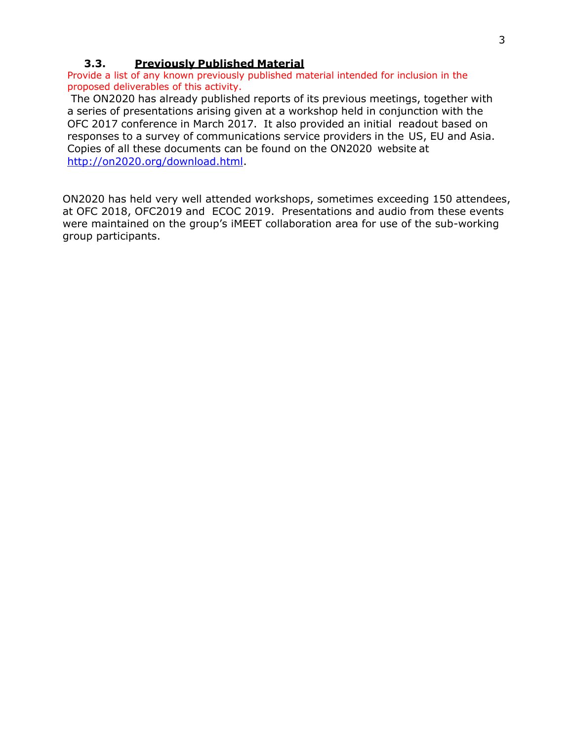### 3.3. **Previously Published Material**

Provide a list of any known previously published material intended for inclusion in the proposed deliverables of this activity.

The ON2020 has already published reports of its previous meetings, together with a series of presentations arising given at a workshop held in conjunction with the OFC 2017 conference in March 2017. It also provided an initial readout based on responses to a survey of communications service providers in the US, EU and Asia. Copies of all these documents can be found on the ON2020 website at [http://on2020.org/download.html](http://on2020.org/download.html).

ON2020 has held very well attended workshops, sometimes exceeding 150 attendees, at OFC 2018, OFC2019 and ECOC 2019. Presentations and audio from these events were maintained on the group's iMEET collaboration area for use of the sub-working group participants.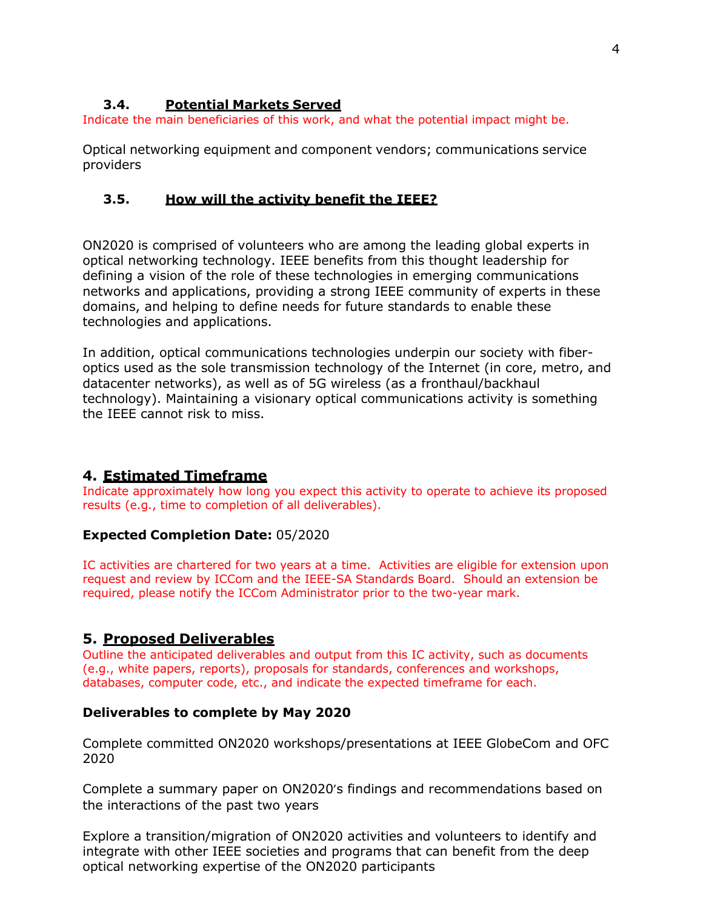### 3.4. Potential Markets Served

Indicate the main beneficiaries of this work, and what the potential impact might be.

Optical networking equipment and component vendors; communications service providers

### 3.5. How will the activity benefit the IEEE?

ON2020 is comprised of volunteers who are among the leading global experts in optical networking technology. IEEE benefits from this thought leadership for defining a vision of the role of these technologies in emerging communications networks and applications, providing a strong IEEE community of experts in these domains, and helping to define needs for future standards to enable these technologies and applications.

In addition, optical communications technologies underpin our society with fiber-optics used as the sole transmission technology of the Internet (in core, metro, and datacenter networks), as well as of 5G wireless (as a fronthaul/backhaul technology). Maintaining a visionary optical communications activity is something the IEEE cannot risk to miss.

## 4. Estimated Timeframe

Indicate approximately how long you expect this activity to operate to achieve its proposed results (e.g., time to completion of all deliverables).

**Expected Completion Date:** 05/2020

IC activities are chartered for two years at a time. Activities are eligible for extension upon request and review by ICCom and the IEEE-SA Standards Board. Should an extension be required, please notify the ICCom Administrator prior to the two-year mark.

## 5. Proposed Deliverables

Outline the anticipated deliverables and output from this IC activity, such as documents (e.g., white papers, reports), proposals for standards, conferences and workshops, databases, computer code, etc., and indicate the expected timeframe for each.

**Deliverables to complete by May 2020**

Complete committed ON2020 workshops/presentations at IEEE GlobeCom and OFC 2020

Complete a summary paper on ON2020's findings and recommendations based on the interactions of the past two years

Explore a transition/migration of ON2020 activities and volunteers to identify and integrate with other IEEE societies and programs that can benefit from the deep optical networking expertise of the ON2020 participants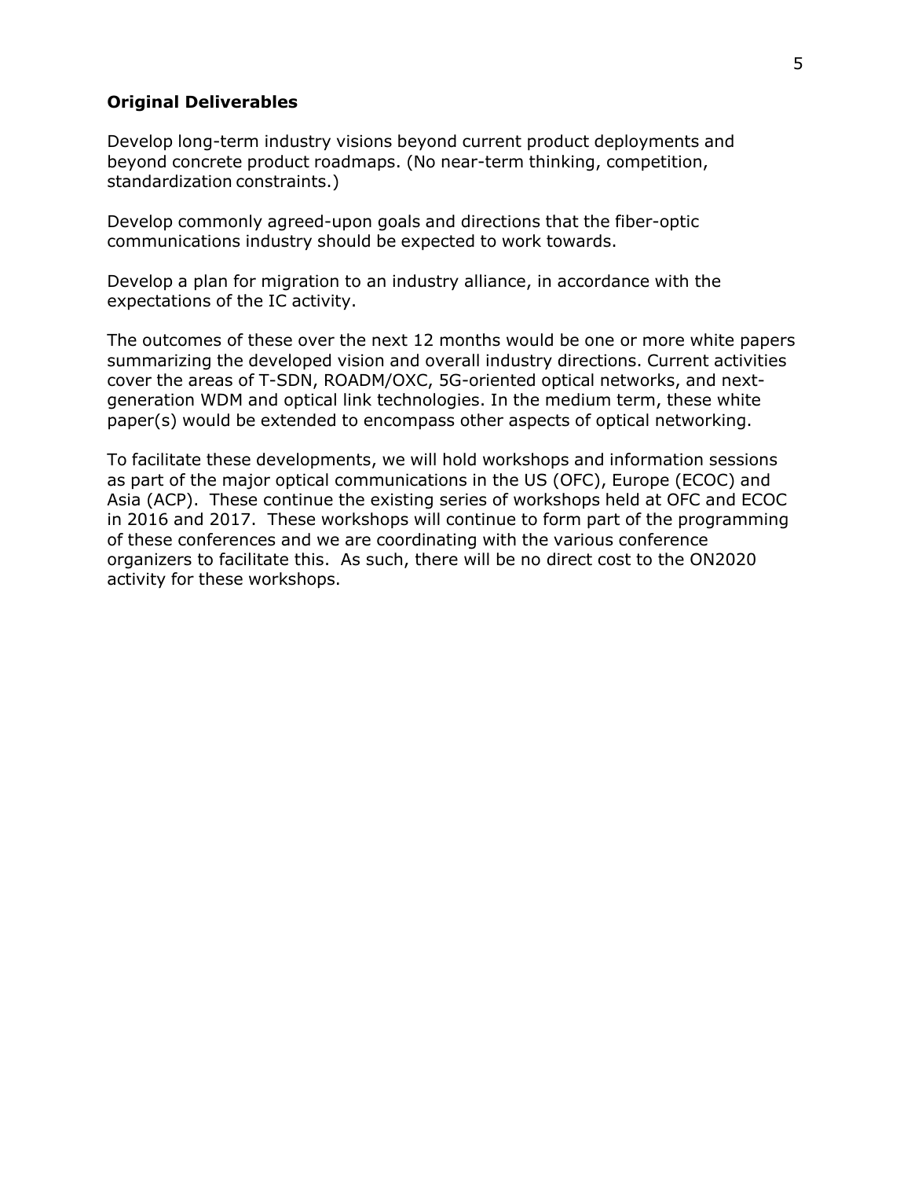**Original Deliverables**

Develop long-term industry visions beyond current product deployments and beyond concrete product roadmaps. (No near-term thinking, competition, standardization constraints.)

Develop commonly agreed-upon goals and directions that the fiber-optic communications industry should be expected to work towards.

Develop a plan for migration to an industry alliance, in accordance with the expectations of the IC activity.

The outcomes of these over the next 12 months would be one or more white papers summarizing the developed vision and overall industry directions. Current activities cover the areas of T-SDN, ROADM/OXC, 5G-oriented optical networks, and next-generation WDM and optical link technologies. In the medium term, these white paper(s) would be extended to encompass other aspects of optical networking.

To facilitate these developments, we will hold workshops and information sessions as part of the major optical communications in the US (OFC), Europe (ECOC) and Asia (ACP). These continue the existing series of workshops held at OFC and ECOC in 2016 and 2017. These workshops will continue to form part of the programming of these conferences and we are coordinating with the various conference organizers to facilitate this. As such, there will be no direct cost to the ON2020 activity for these workshops.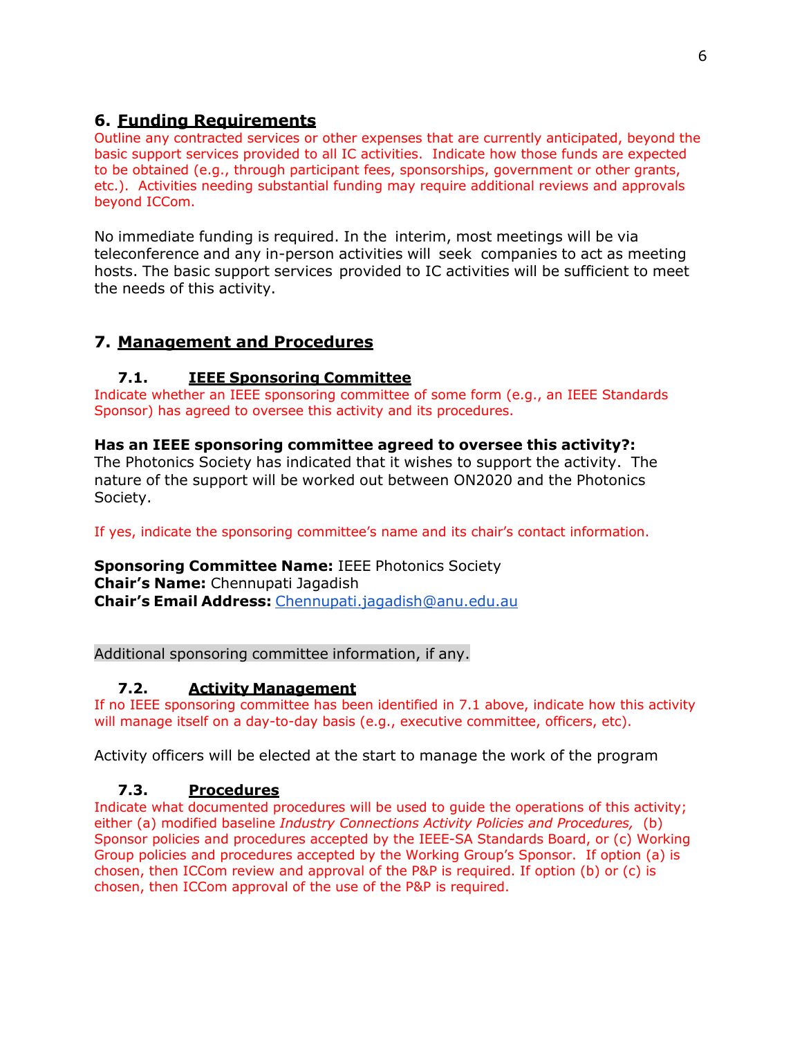## 6. Funding Requirements

Outline any contracted services or other expenses that are currently anticipated, beyond the basic support services provided to all IC activities. Indicate how those funds are expected to be obtained (e.g., through participant fees, sponsorships, government or other grants, etc.). Activities needing substantial funding may require additional reviews and approvals beyond ICCom.

No immediate funding is required. In the interim, most meetings will be via teleconference and any in-person activities will seek companies to act as meeting hosts. The basic support services provided to IC activities will be sufficient to meet the needs of this activity.

## 7. Management and Procedures

### 7.1. IEEE Sponsoring Committee

Indicate whether an IEEE sponsoring committee of some form (e.g., an IEEE Standards Sponsor) has agreed to oversee this activity and its procedures.

**Has an IEEE sponsoring committee agreed to oversee this activity?:**
The Photonics Society has indicated that it wishes to support the activity. The nature of the support will be worked out between ON2020 and the Photonics Society.

If yes, indicate the sponsoring committee's name and its chair's contact information.

**Sponsoring Committee Name:** IEEE Photonics Society
**Chair's Name:** Chennupati Jagadish
**Chair's Email Address:** Chennupati.jagadish@anu.edu.au

Additional sponsoring committee information, if any.

### 7.2. Activity Management

If no IEEE sponsoring committee has been identified in 7.1 above, indicate how this activity will manage itself on a day-to-day basis (e.g., executive committee, officers, etc).

Activity officers will be elected at the start to manage the work of the program

### 7.3. Procedures

Indicate what documented procedures will be used to guide the operations of this activity; either (a) modified baseline *Industry Connections Activity Policies and Procedures,* (b) Sponsor policies and procedures accepted by the IEEE-SA Standards Board, or (c) Working Group policies and procedures accepted by the Working Group's Sponsor. If option (a) is chosen, then ICCom review and approval of the P&P is required. If option (b) or (c) is chosen, then ICCom approval of the use of the P&P is required.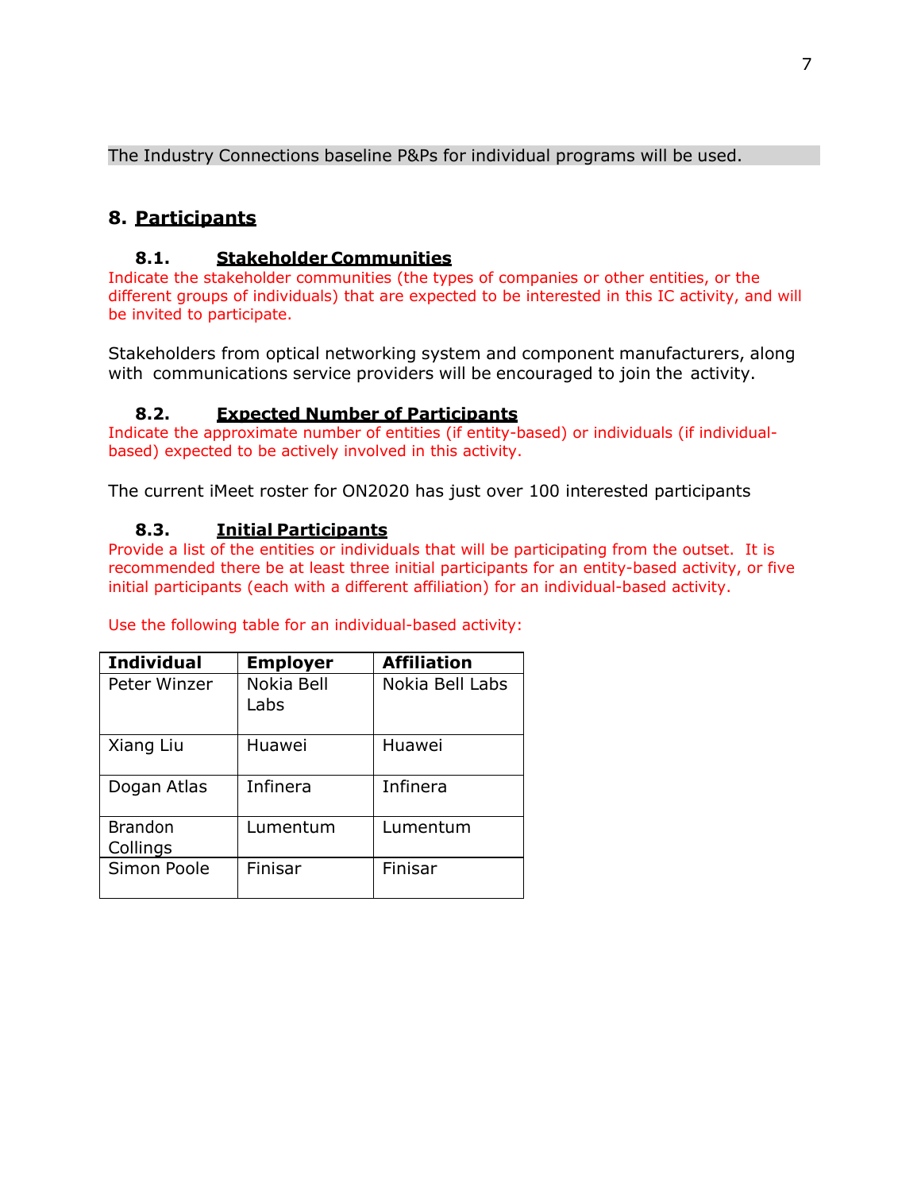The Industry Connections baseline P&Ps for individual programs will be used.

# 8. Participants

## 8.1. Stakeholder Communities

Indicate the stakeholder communities (the types of companies or other entities, or the different groups of individuals) that are expected to be interested in this IC activity, and will be invited to participate.

Stakeholders from optical networking system and component manufacturers, along with communications service providers will be encouraged to join the activity.

## 8.2. Expected Number of Participants

Indicate the approximate number of entities (if entity-based) or individuals (if individual-based) expected to be actively involved in this activity.

The current iMeet roster for ON2020 has just over 100 interested participants

## 8.3. Initial Participants

Provide a list of the entities or individuals that will be participating from the outset. It is recommended there be at least three initial participants for an entity-based activity, or five initial participants (each with a different affiliation) for an individual-based activity.

Use the following table for an individual-based activity:

| Individual | Employer | Affiliation |
| --- | --- | --- |
| Peter Winzer | Nokia Bell Labs | Nokia Bell Labs |
| Xiang Liu | Huawei | Huawei |
| Dogan Atlas | Infinera | Infinera |
| Brandon Collings | Lumentum | Lumentum |
| Simon Poole | Finisar | Finisar |